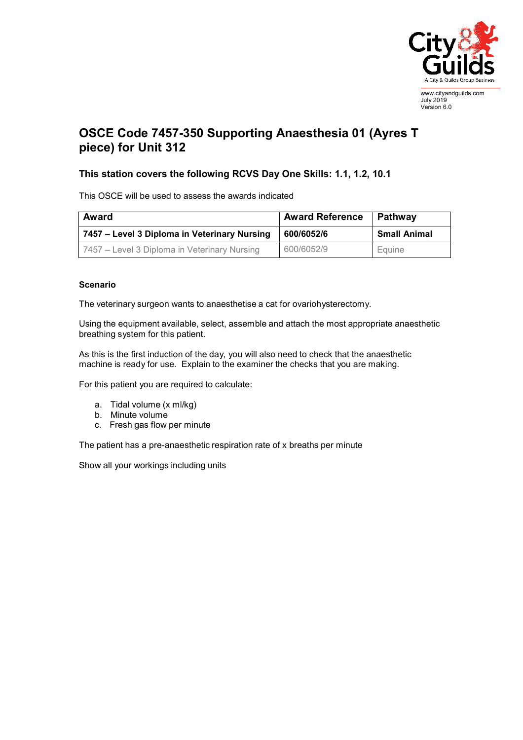# OSCE Code 7457-350 Supporting Anaesthesia 01 (Ayres T piece) for Unit 312

## This station covers the following RCVS Day One Skills: 1.1, 1.2, 10.1

This OSCE will be used to assess the awards indicated

| Award | Award Reference | Pathway |
|---|---|---|
| **7457 – Level 3 Diploma in Veterinary Nursing** | **600/6052/6** | **Small Animal** |
| 7457 – Level 3 Diploma in Veterinary Nursing | 600/6052/9 | Equine |

**Scenario**

The veterinary surgeon wants to anaesthetise a cat for ovariohysterectomy.

Using the equipment available, select, assemble and attach the most appropriate anaesthetic breathing system for this patient.

As this is the first induction of the day, you will also need to check that the anaesthetic machine is ready for use. Explain to the examiner the checks that you are making.

For this patient you are required to calculate:

a. Tidal volume (x ml/kg)
b. Minute volume
c. Fresh gas flow per minute

The patient has a pre-anaesthetic respiration rate of x breaths per minute

Show all your workings including units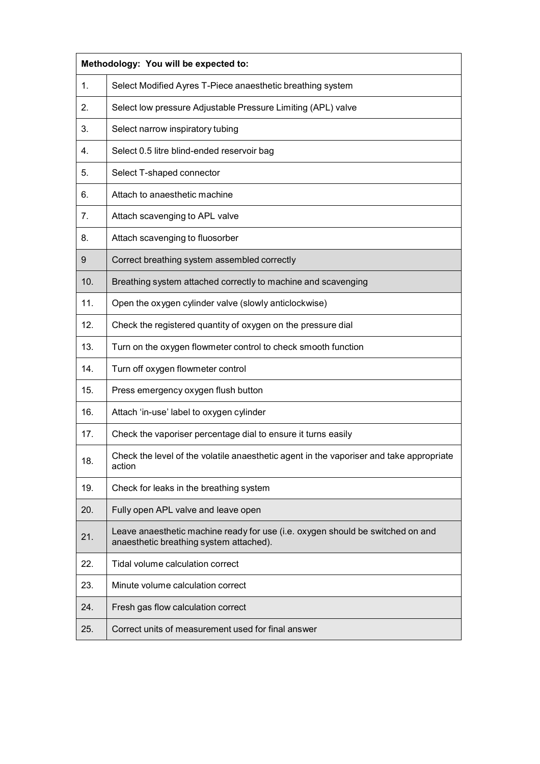| Methodology: You will be expected to: | |
|---|---|
| 1. | Select Modified Ayres T-Piece anaesthetic breathing system |
| 2. | Select low pressure Adjustable Pressure Limiting (APL) valve |
| 3. | Select narrow inspiratory tubing |
| 4. | Select 0.5 litre blind-ended reservoir bag |
| 5. | Select T-shaped connector |
| 6. | Attach to anaesthetic machine |
| 7. | Attach scavenging to APL valve |
| 8. | Attach scavenging to fluosorber |
| 9 | Correct breathing system assembled correctly |
| 10. | Breathing system attached correctly to machine and scavenging |
| 11. | Open the oxygen cylinder valve (slowly anticlockwise) |
| 12. | Check the registered quantity of oxygen on the pressure dial |
| 13. | Turn on the oxygen flowmeter control to check smooth function |
| 14. | Turn off oxygen flowmeter control |
| 15. | Press emergency oxygen flush button |
| 16. | Attach 'in-use' label to oxygen cylinder |
| 17. | Check the vaporiser percentage dial to ensure it turns easily |
| 18. | Check the level of the volatile anaesthetic agent in the vaporiser and take appropriate action |
| 19. | Check for leaks in the breathing system |
| 20. | Fully open APL valve and leave open |
| 21. | Leave anaesthetic machine ready for use (i.e. oxygen should be switched on and anaesthetic breathing system attached). |
| 22. | Tidal volume calculation correct |
| 23. | Minute volume calculation correct |
| 24. | Fresh gas flow calculation correct |
| 25. | Correct units of measurement used for final answer |